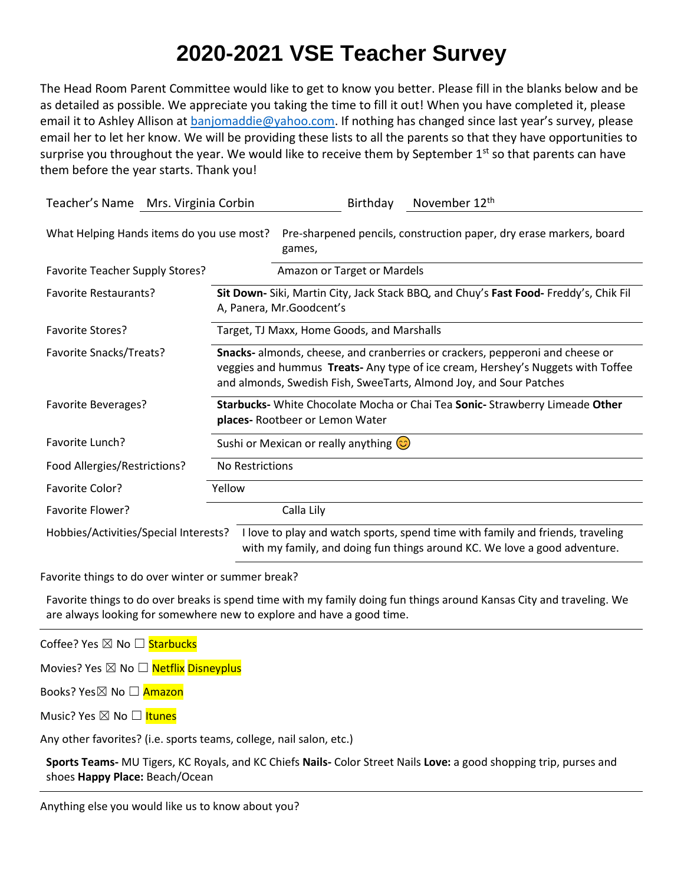# 2020-2021 VSE Teacher Survey

The Head Room Parent Committee would like to get to know you better. Please fill in the blanks below and be as detailed as possible. We appreciate you taking the time to fill it out! When you have completed it, please email it to Ashley Allison at banjomaddie@yahoo.com. If nothing has changed since last year's survey, please email her to let her know. We will be providing these lists to all the parents so that they have opportunities to surprise you throughout the year. We would like to receive them by September 1st so that parents can have them before the year starts. Thank you!

Teacher's Name: Mrs. Virginia Corbin | Birthday: November 12th

What Helping Hands items do you use most? Pre-sharpened pencils, construction paper, dry erase markers, board games,

Favorite Teacher Supply Stores? Amazon or Target or Mardels

Favorite Restaurants? **Sit Down-** Siki, Martin City, Jack Stack BBQ, and Chuy's **Fast Food-** Freddy's, Chik Fil A, Panera, Mr.Goodcent's

Favorite Stores? Target, TJ Maxx, Home Goods, and Marshalls

Favorite Snacks/Treats? **Snacks-** almonds, cheese, and cranberries or crackers, pepperoni and cheese or veggies and hummus **Treats-** Any type of ice cream, Hershey's Nuggets with Toffee and almonds, Swedish Fish, SweeTarts, Almond Joy, and Sour Patches

Favorite Beverages? **Starbucks-** White Chocolate Mocha or Chai Tea **Sonic-** Strawberry Limeade **Other places-** Rootbeer or Lemon Water

Favorite Lunch? Sushi or Mexican or really anything 😊

Food Allergies/Restrictions? No Restrictions

Favorite Color? Yellow

Favorite Flower? Calla Lily

Hobbies/Activities/Special Interests? I love to play and watch sports, spend time with family and friends, traveling with my family, and doing fun things around KC. We love a good adventure.

Favorite things to do over winter or summer break?

Favorite things to do over breaks is spend time with my family doing fun things around Kansas City and traveling. We are always looking for somewhere new to explore and have a good time.

Coffee? Yes ☒ No ☐ Starbucks

Movies? Yes ☒ No ☐ Netflix Disneyplus

Books? Yes ☒ No ☐ Amazon

Music? Yes ☒ No ☐ Itunes

Any other favorites? (i.e. sports teams, college, nail salon, etc.)

**Sports Teams-** MU Tigers, KC Royals, and KC Chiefs **Nails-** Color Street Nails **Love:** a good shopping trip, purses and shoes **Happy Place:** Beach/Ocean

Anything else you would like us to know about you?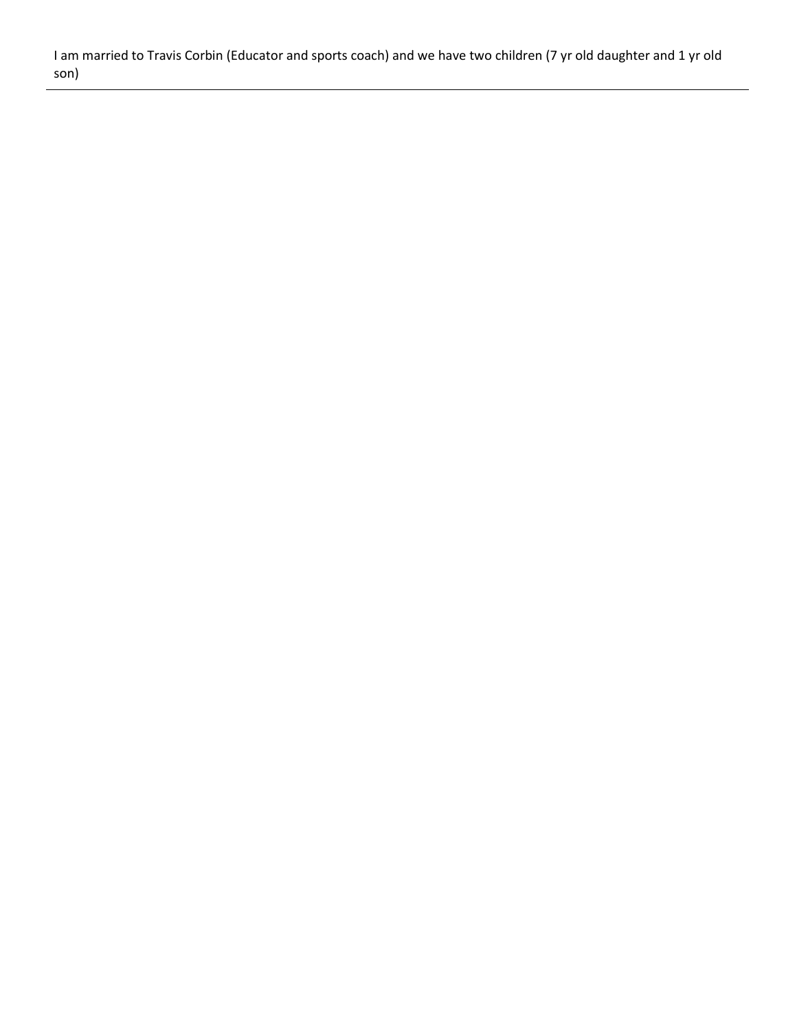I am married to Travis Corbin (Educator and sports coach) and we have two children (7 yr old daughter and 1 yr old son)

---